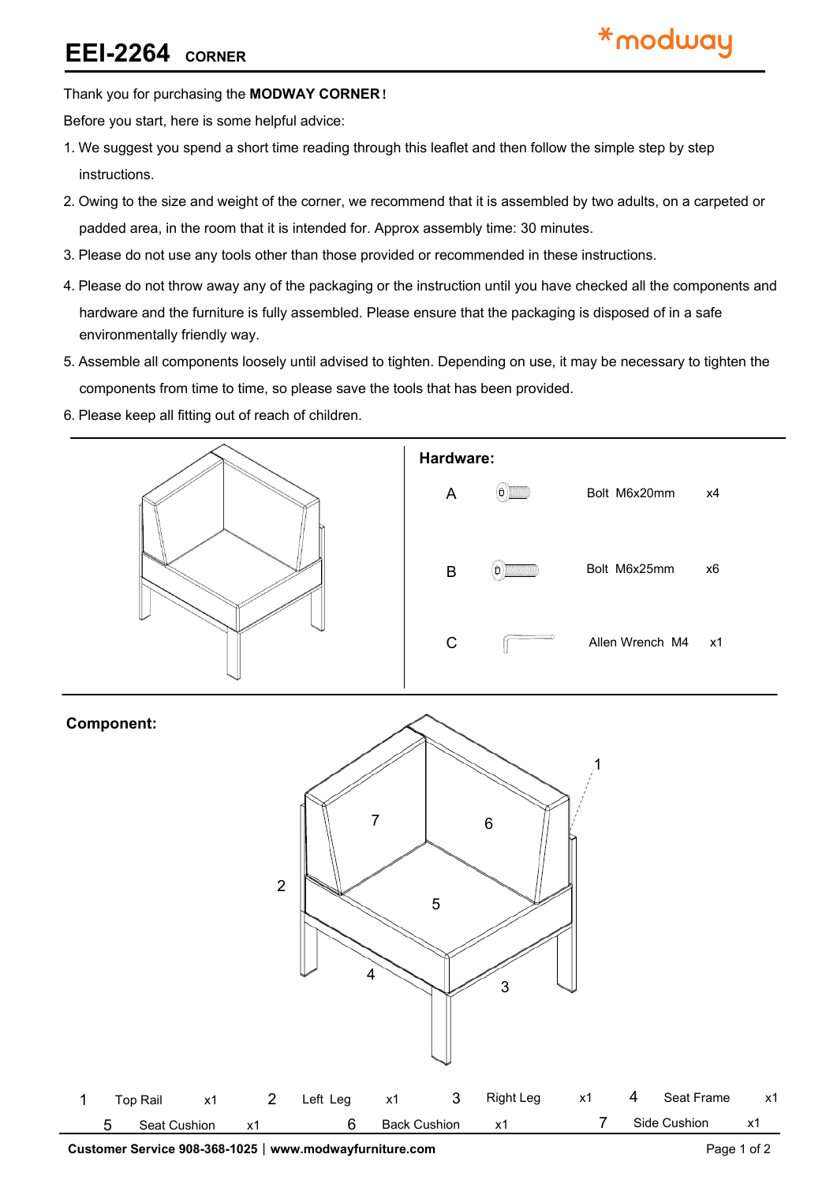# EEI-2264 CORNER

*modway

Thank you for purchasing the **MODWAY CORNER!**

Before you start, here is some helpful advice:

1. We suggest you spend a short time reading through this leaflet and then follow the simple step by step instructions.
2. Owing to the size and weight of the corner, we recommend that it is assembled by two adults, on a carpeted or padded area, in the room that it is intended for. Approx assembly time: 30 minutes.
3. Please do not use any tools other than those provided or recommended in these instructions.
4. Please do not throw away any of the packaging or the instruction until you have checked all the components and hardware and the furniture is fully assembled. Please ensure that the packaging is disposed of in a safe environmentally friendly way.
5. Assemble all components loosely until advised to tighten. Depending on use, it may be necessary to tighten the components from time to time, so please save the tools that has been provided.
6. Please keep all fitting out of reach of children.

**Hardware:**

| | Description | Qty |
|---|---|---|
| A | Bolt M6x20mm | x4 |
| B | Bolt M6x25mm | x6 |
| C | Allen Wrench M4 | x1 |

**Component:**

| No. | Name | Qty |
|---|---|---|
| 1 | Top Rail | x1 |
| 2 | Left Leg | x1 |
| 3 | Right Leg | x1 |
| 4 | Seat Frame | x1 |
| 5 | Seat Cushion | x1 |
| 6 | Back Cushion | x1 |
| 7 | Side Cushion | x1 |

**Customer Service 908-368-1025 | www.modwayfurniture.com**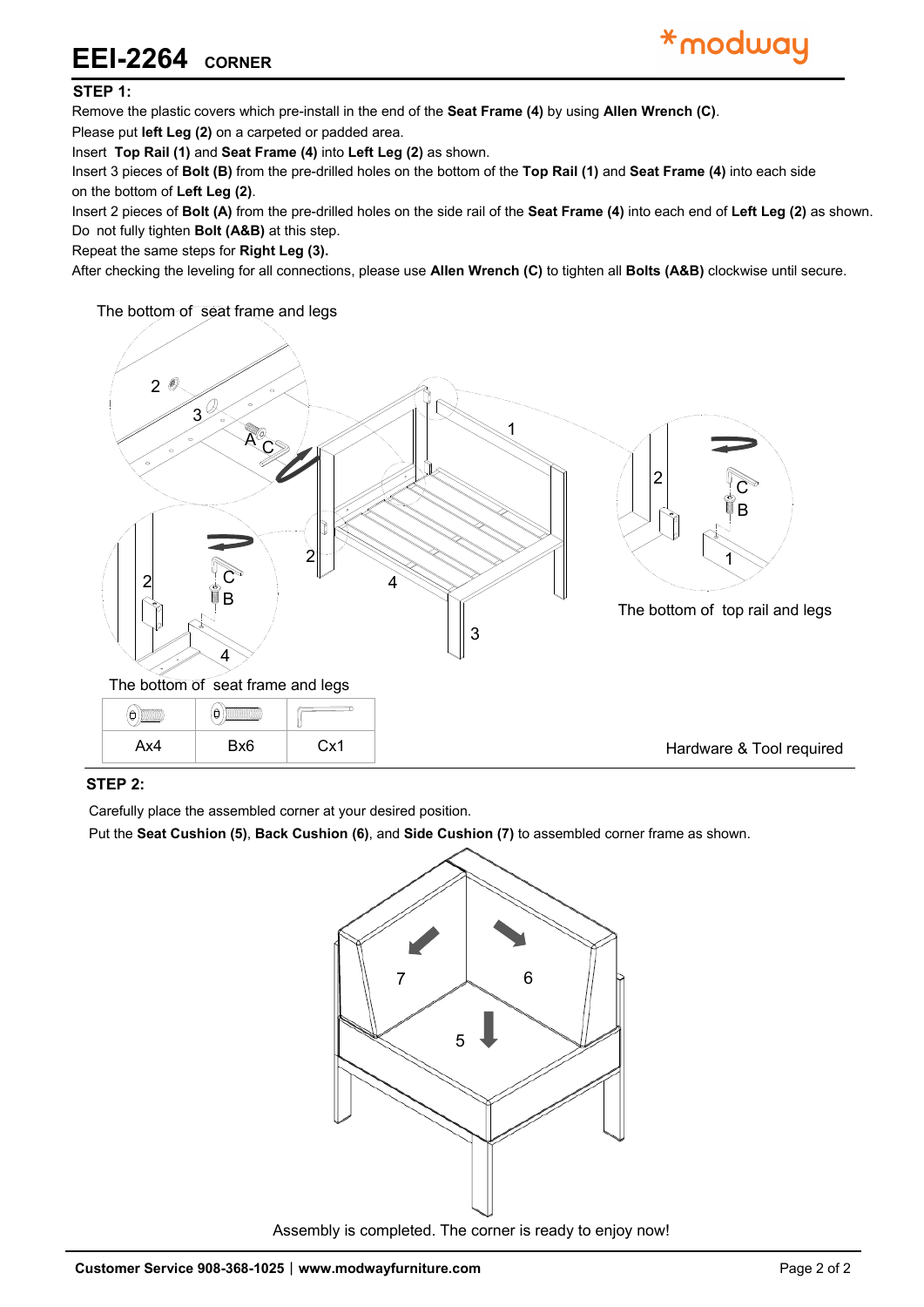# EEI-2264 CORNER

*modway

### STEP 1:

Remove the plastic covers which pre-install in the end of the **Seat Frame (4)** by using **Allen Wrench (C)**.

Please put **left Leg (2)** on a carpeted or padded area.

Insert **Top Rail (1)** and **Seat Frame (4)** into **Left Leg (2)** as shown.

Insert 3 pieces of **Bolt (B)** from the pre-drilled holes on the bottom of the **Top Rail (1)** and **Seat Frame (4)** into each side on the bottom of **Left Leg (2)**.

Insert 2 pieces of **Bolt (A)** from the pre-drilled holes on the side rail of the **Seat Frame (4)** into each end of **Left Leg (2)** as shown.

Do not fully tighten **Bolt (A&B)** at this step.

Repeat the same steps for **Right Leg (3).**

After checking the leveling for all connections, please use **Allen Wrench (C)** to tighten all **Bolts (A&B)** clockwise until secure.

The bottom of seat frame and legs

2
3
A
C
1
2
4
3
2
C
B
1
The bottom of top rail and legs
2
C
B
4

The bottom of seat frame and legs

| | | |
|---|---|---|
| Ax4 | Bx6 | Cx1 |

Hardware & Tool required

### STEP 2:

Carefully place the assembled corner at your desired position.

Put the **Seat Cushion (5)**, **Back Cushion (6)**, and **Side Cushion (7)** to assembled corner frame as shown.

7
6
5

Assembly is completed. The corner is ready to enjoy now!

**Customer Service 908-368-1025 | www.modwayfurniture.com**